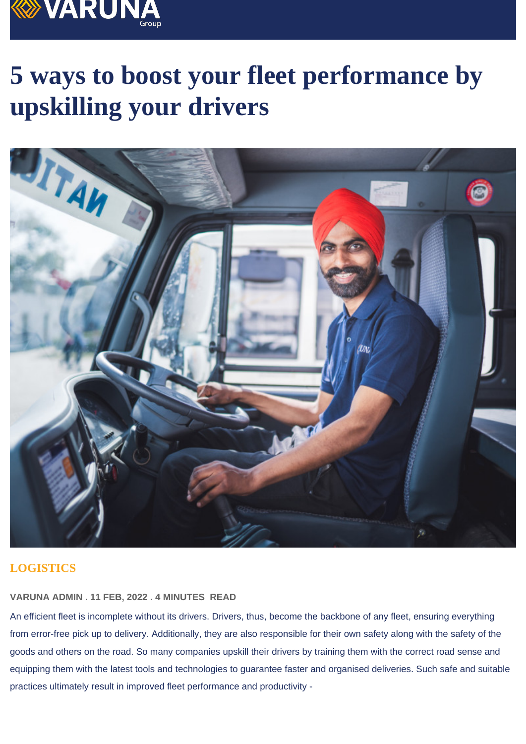# 5 ways to boost your fleet performance by upskilling your drivers

LOGISTICS

VARUNA ADMIN . 11 FEB, 2022 . 4 MINUTES READ

An efficient fleet is incomplete without its drivers. Drivers, thus, become the backbone of any fleet, ensuring everything from error-free pick up to delivery. Additionally, they are also responsible for their own safety along with the safety of the goods and others on the road. So many companies upskill their drivers by training them with the correct road sense and equipping them with the latest tools and technologies to guarantee faster and organised deliveries. Such safe and suitable practices ultimately result in improved fleet performance and productivity -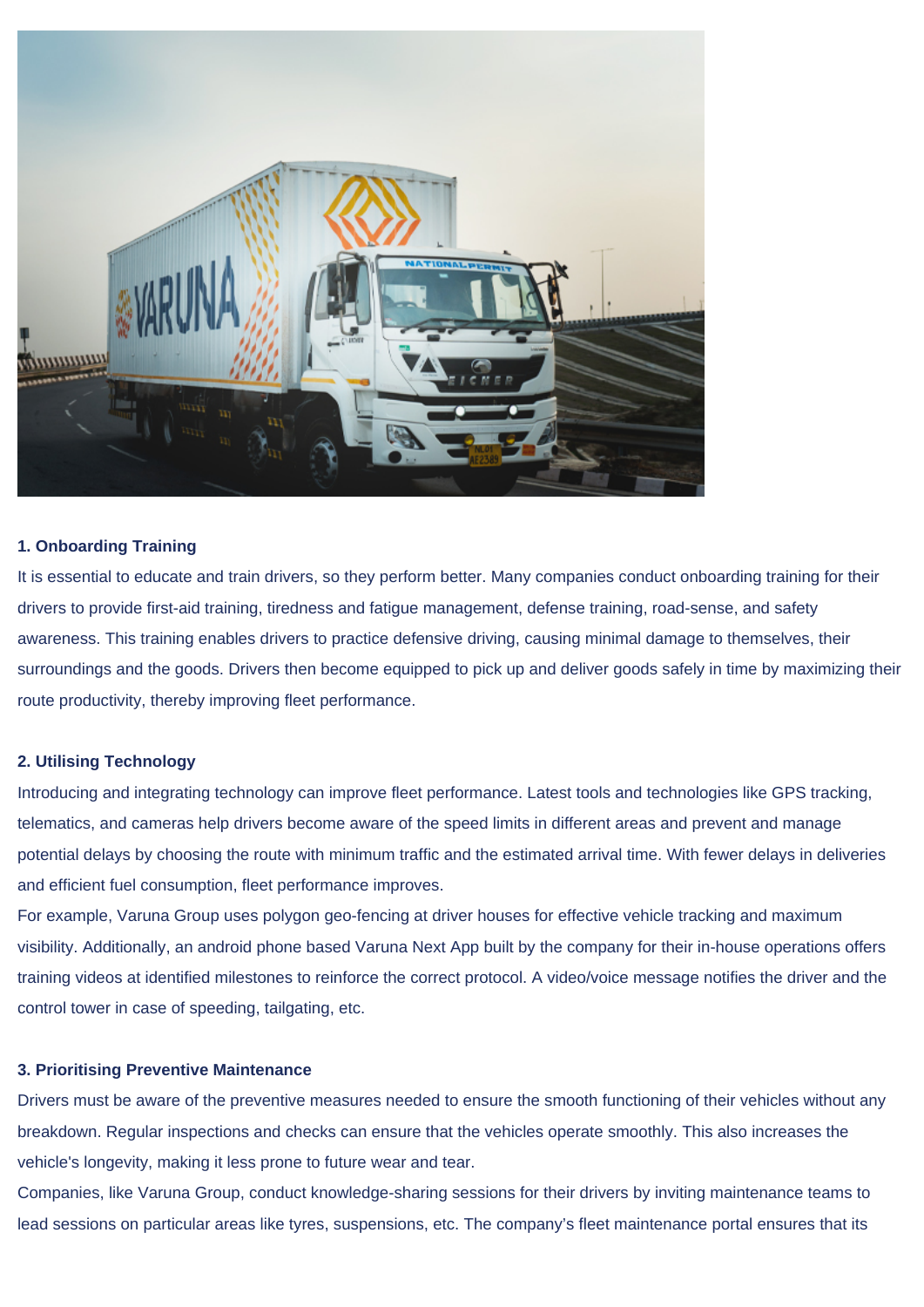**1. Onboarding Training**

It is essential to educate and train drivers, so they perform better. Many companies conduct onboarding training for their drivers to provide first-aid training, tiredness and fatigue management, defense training, road-sense, and safety awareness. This training enables drivers to practice defensive driving, causing minimal damage to themselves, their surroundings and the goods. Drivers then become equipped to pick up and deliver goods safely in time by maximizing their route productivity, thereby improving fleet performance.

**2. Utilising Technology**

Introducing and integrating technology can improve fleet performance. Latest tools and technologies like GPS tracking, telematics, and cameras help drivers become aware of the speed limits in different areas and prevent and manage potential delays by choosing the route with minimum traffic and the estimated arrival time. With fewer delays in deliveries and efficient fuel consumption, fleet performance improves.

For example, Varuna Group uses polygon geo-fencing at driver houses for effective vehicle tracking and maximum visibility. Additionally, an android phone based Varuna Next App built by the company for their in-house operations offers training videos at identified milestones to reinforce the correct protocol. A video/voice message notifies the driver and the control tower in case of speeding, tailgating, etc.

**3. Prioritising Preventive Maintenance**

Drivers must be aware of the preventive measures needed to ensure the smooth functioning of their vehicles without any breakdown. Regular inspections and checks can ensure that the vehicles operate smoothly. This also increases the vehicle's longevity, making it less prone to future wear and tear.

Companies, like Varuna Group, conduct knowledge-sharing sessions for their drivers by inviting maintenance teams to lead sessions on particular areas like tyres, suspensions, etc. The company's fleet maintenance portal ensures that its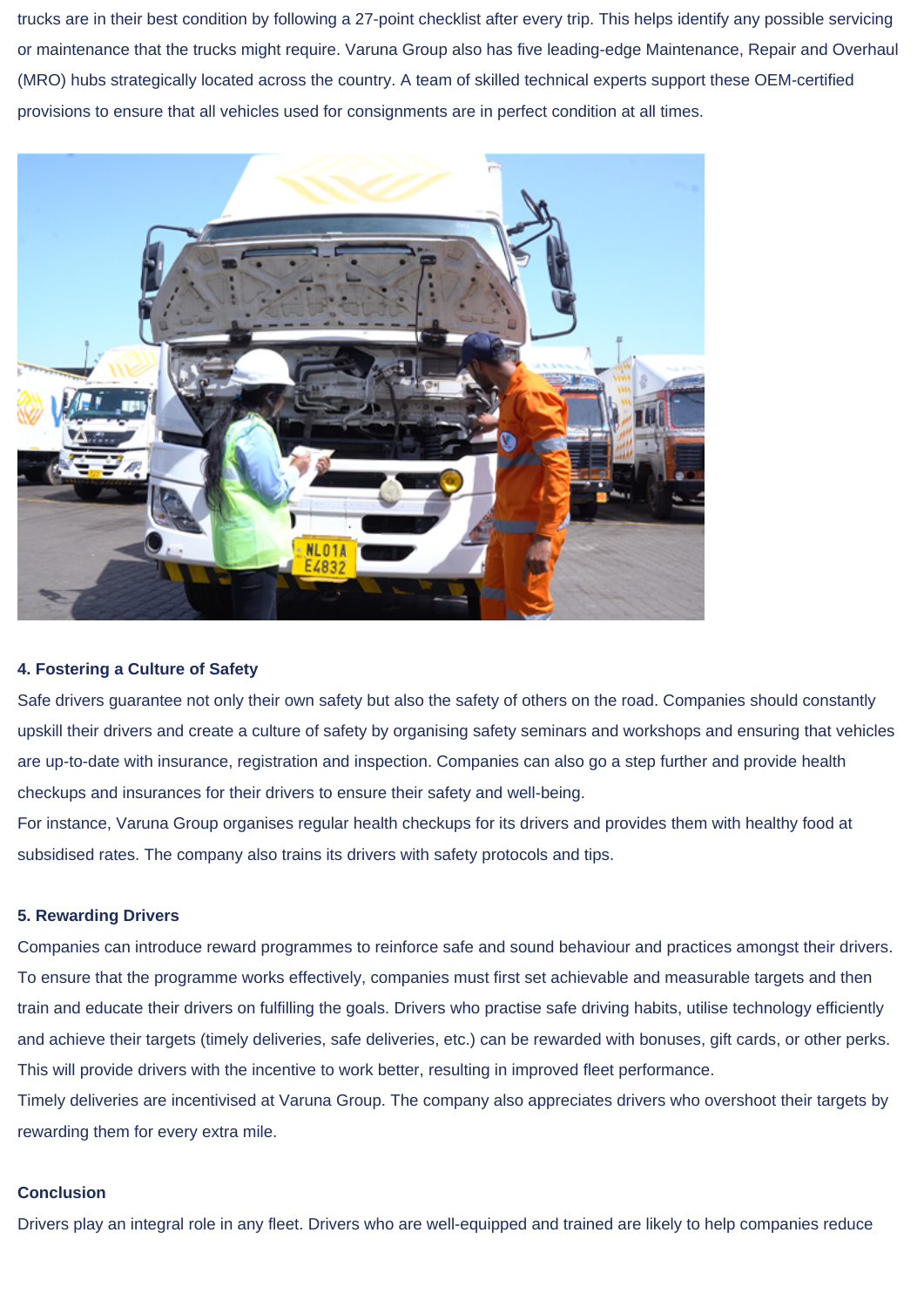trucks are in their best condition by following a 27-point checklist after every trip. This helps identify any possible servicing or maintenance that the trucks might require. Varuna Group also has five leading-edge Maintenance, Repair and Overhaul (MRO) hubs strategically located across the country. A team of skilled technical experts support these OEM-certified provisions to ensure that all vehicles used for consignments are in perfect condition at all times.

**4. Fostering a Culture of Safety**

Safe drivers guarantee not only their own safety but also the safety of others on the road. Companies should constantly upskill their drivers and create a culture of safety by organising safety seminars and workshops and ensuring that vehicles are up-to-date with insurance, registration and inspection. Companies can also go a step further and provide health checkups and insurances for their drivers to ensure their safety and well-being.

For instance, Varuna Group organises regular health checkups for its drivers and provides them with healthy food at subsidised rates. The company also trains its drivers with safety protocols and tips.

**5. Rewarding Drivers**

Companies can introduce reward programmes to reinforce safe and sound behaviour and practices amongst their drivers. To ensure that the programme works effectively, companies must first set achievable and measurable targets and then train and educate their drivers on fulfilling the goals. Drivers who practise safe driving habits, utilise technology efficiently and achieve their targets (timely deliveries, safe deliveries, etc.) can be rewarded with bonuses, gift cards, or other perks. This will provide drivers with the incentive to work better, resulting in improved fleet performance.

Timely deliveries are incentivised at Varuna Group. The company also appreciates drivers who overshoot their targets by rewarding them for every extra mile.

**Conclusion**

Drivers play an integral role in any fleet. Drivers who are well-equipped and trained are likely to help companies reduce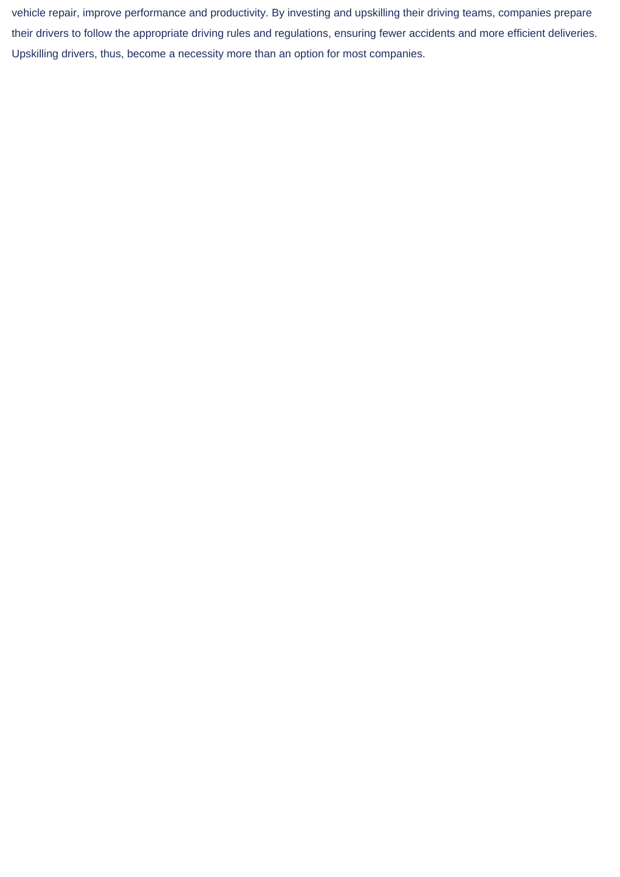vehicle repair, improve performance and productivity. By investing and upskilling their driving teams, companies prepare their drivers to follow the appropriate driving rules and regulations, ensuring fewer accidents and more efficient deliveries. Upskilling drivers, thus, become a necessity more than an option for most companies.